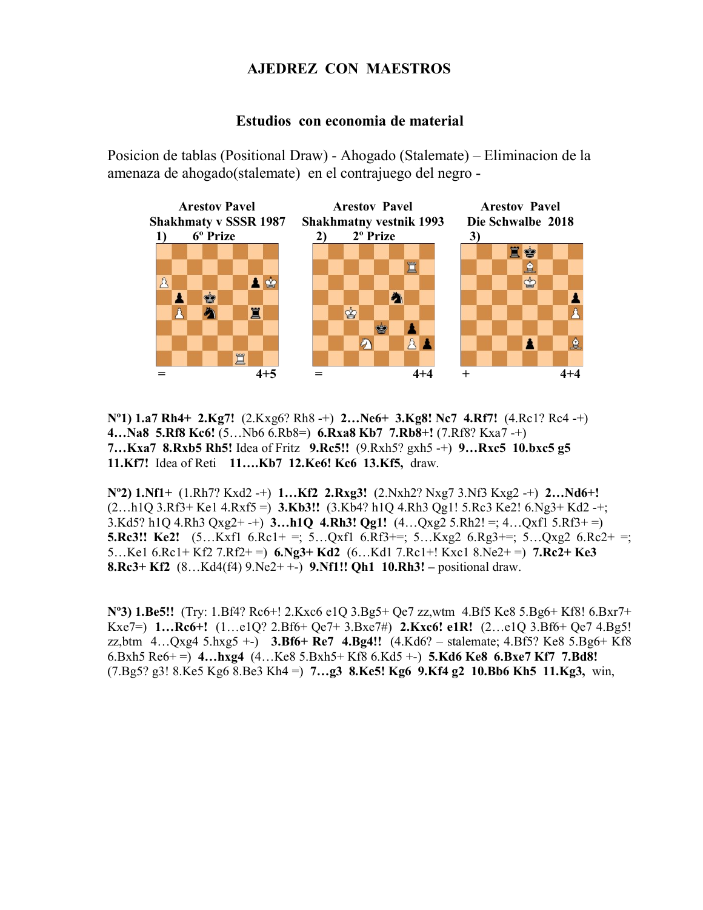# AJEDREZ CON MAESTROS

## Estudios con economia de material

Posicion de tablas (Positional Draw) - Ahogado (Stalemate) – Eliminacion de la amenaza de ahogado(stalemate) en el contrajuego del negro -

| **Arestov Pavel** | **Arestov Pavel** | **Arestov Pavel** |
| --- | --- | --- |
| **Shakhmaty v SSSR 1987** | **Shakhmatny vestnik 1993** | **Die Schwalbe 2018** |
| **1) 6º Prize** | **2) 2º Prize** | **3)** |
| = 4+5 | = 4+4 | + 4+4 |

**Nº1) 1.a7 Rh4+ 2.Kg7!** (2.Kxg6? Rh8 -+) **2…Ne6+ 3.Kg8! Nc7 4.Rf7!** (4.Rc1? Rc4 -+) **4…Na8 5.Rf8 Kc6!** (5…Nb6 6.Rb8=) **6.Rxa8 Kb7 7.Rb8+!** (7.Rf8? Kxa7 -+) **7…Kxa7 8.Rxb5 Rh5!** Idea of Fritz **9.Rc5!!** (9.Rxh5? gxh5 -+) **9…Rxc5 10.bxc5 g5 11.Kf7!** Idea of Reti **11….Kb7 12.Ke6! Kc6 13.Kf5,** draw.

**Nº2) 1.Nf1+** (1.Rh7? Kxd2 -+) **1…Kf2 2.Rxg3!** (2.Nxh2? Nxg7 3.Nf3 Kxg2 -+) **2…Nd6+!** (2…h1Q 3.Rf3+ Ke1 4.Rxf5 =) **3.Kb3!!** (3.Kb4? h1Q 4.Rh3 Qg1! 5.Rc3 Ke2! 6.Ng3+ Kd2 -+; 3.Kd5? h1Q 4.Rh3 Qxg2+ -+) **3…h1Q 4.Rh3! Qg1!** (4…Qxg2 5.Rh2! =; 4…Qxf1 5.Rf3+ =) **5.Rc3!! Ke2!** (5…Kxf1 6.Rc1+ =; 5…Qxf1 6.Rf3+=; 5…Kxg2 6.Rg3+=; 5…Qxg2 6.Rc2+ =; 5…Ke1 6.Rc1+ Kf2 7.Rf2+ =) **6.Ng3+ Kd2** (6…Kd1 7.Rc1+! Kxc1 8.Ne2+ =) **7.Rc2+ Ke3 8.Rc3+ Kf2** (8…Kd4(f4) 9.Ne2+ +-) **9.Nf1!! Qh1 10.Rh3! –** positional draw.

**Nº3) 1.Be5!!** (Try: 1.Bf4? Rc6+! 2.Kxc6 e1Q 3.Bg5+ Qe7 zz,wtm 4.Bf5 Ke8 5.Bg6+ Kf8! 6.Bxr7+ Kxe7=) **1…Rc6+!** (1…e1Q? 2.Bf6+ Qe7+ 3.Bxe7#) **2.Kxc6! e1R!** (2…e1Q 3.Bf6+ Qe7 4.Bg5! zz,btm 4…Qxg4 5.hxg5 +-) **3.Bf6+ Re7 4.Bg4!!** (4.Kd6? – stalemate; 4.Bf5? Ke8 5.Bg6+ Kf8 6.Bxh5 Re6+ =) **4…hxg4** (4…Ke8 5.Bxh5+ Kf8 6.Kd5 +-) **5.Kd6 Ke8 6.Bxe7 Kf7 7.Bd8!** (7.Bg5? g3! 8.Ke5 Kg6 8.Be3 Kh4 =) **7…g3 8.Ke5! Kg6 9.Kf4 g2 10.Bb6 Kh5 11.Kg3,** win,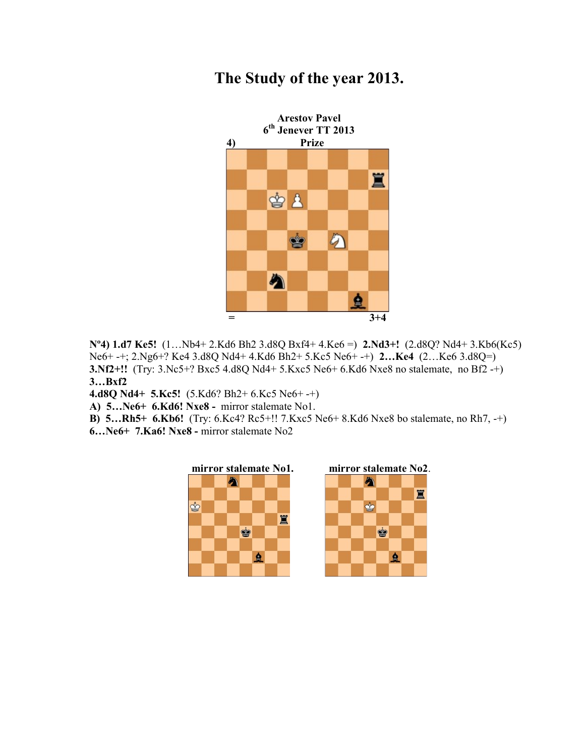# The Study of the year 2013.

**Arestov Pavel**
**6th Jenever TT 2013**
**4)** **Prize**

= 3+4

**Nº4) 1.d7 Ke5!** (1…Nb4+ 2.Kd6 Bh2 3.d8Q Bxf4+ 4.Ke6 =) **2.Nd3+!** (2.d8Q? Nd4+ 3.Kb6(Kc5) Ne6+ -+; 2.Ng6+? Ke4 3.d8Q Nd4+ 4.Kd6 Bh2+ 5.Kc5 Ne6+ -+) **2…Ke4** (2…Ke6 3.d8Q=) **3.Nf2+!!** (Try: 3.Nc5+? Bxc5 4.d8Q Nd4+ 5.Kxc5 Ne6+ 6.Kd6 Nxe8 no stalemate, no Bf2 -+)
**3…Bxf2**
**4.d8Q Nd4+ 5.Kc5!** (5.Kd6? Bh2+ 6.Kc5 Ne6+ -+)
**A) 5…Ne6+ 6.Kd6! Nxe8 -** mirror stalemate No1.
**B) 5…Rh5+ 6.Kb6!** (Try: 6.Kc4? Rc5+!! 7.Kxc5 Ne6+ 8.Kd6 Nxe8 bo stalemate, no Rh7, -+)
**6…Ne6+ 7.Ka6! Nxe8 -** mirror stalemate No2

**mirror stalemate No1.** **mirror stalemate No2.**